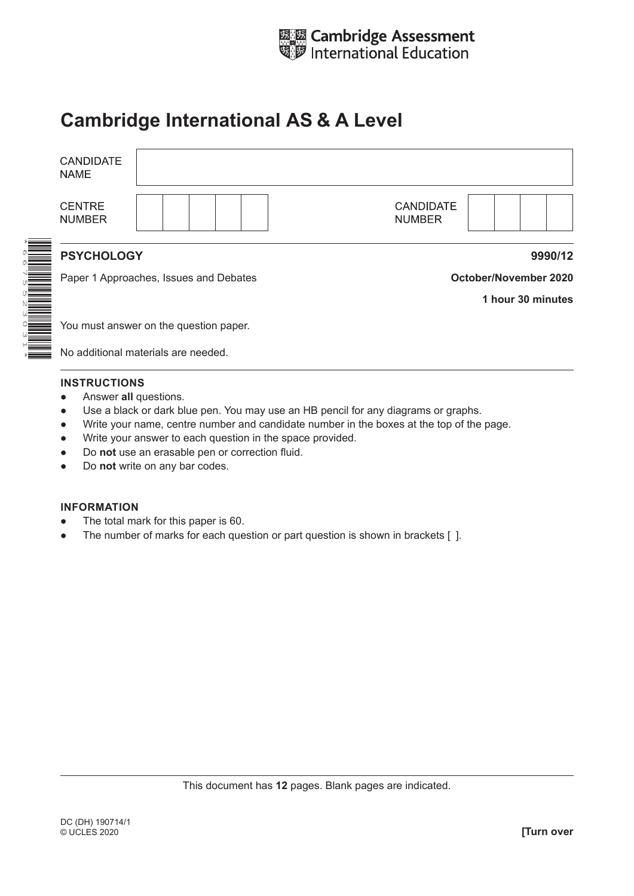Cambridge Assessment International Education

# Cambridge International AS & A Level

| CANDIDATE NAME | |
|---|---|
| CENTRE NUMBER | |
| CANDIDATE NUMBER | |

**PSYCHOLOGY** **9990/12**

Paper 1 Approaches, Issues and Debates **October/November 2020**

**1 hour 30 minutes**

You must answer on the question paper.

No additional materials are needed.

**INSTRUCTIONS**

- Answer **all** questions.
- Use a black or dark blue pen. You may use an HB pencil for any diagrams or graphs.
- Write your name, centre number and candidate number in the boxes at the top of the page.
- Write your answer to each question in the space provided.
- Do **not** use an erasable pen or correction fluid.
- Do **not** write on any bar codes.

**INFORMATION**

- The total mark for this paper is 60.
- The number of marks for each question or part question is shown in brackets [ ].

This document has **12** pages. Blank pages are indicated.

DC (DH) 190714/1
© UCLES 2020

**[Turn over**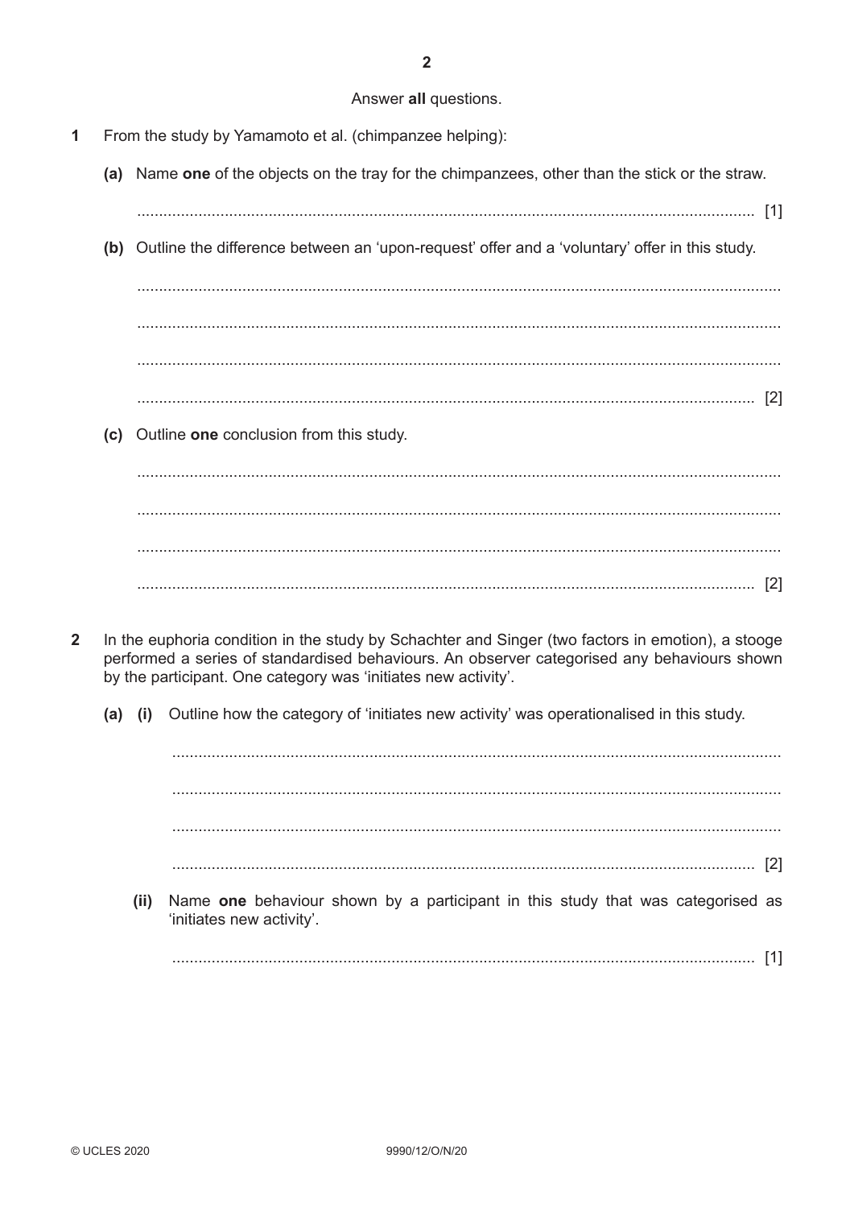Answer **all** questions.

**1** From the study by Yamamoto et al. (chimpanzee helping):

**(a)** Name **one** of the objects on the tray for the chimpanzees, other than the stick or the straw.

.......................................................................................................................................... [1]

**(b)** Outline the difference between an 'upon-request' offer and a 'voluntary' offer in this study.

..........................................................................................................................................

..........................................................................................................................................

..........................................................................................................................................

.......................................................................................................................................... [2]

**(c)** Outline **one** conclusion from this study.

..........................................................................................................................................

..........................................................................................................................................

..........................................................................................................................................

.......................................................................................................................................... [2]

**2** In the euphoria condition in the study by Schachter and Singer (two factors in emotion), a stooge performed a series of standardised behaviours. An observer categorised any behaviours shown by the participant. One category was 'initiates new activity'.

**(a) (i)** Outline how the category of 'initiates new activity' was operationalised in this study.

..........................................................................................................................................

..........................................................................................................................................

..........................................................................................................................................

.......................................................................................................................................... [2]

**(ii)** Name **one** behaviour shown by a participant in this study that was categorised as 'initiates new activity'.

.......................................................................................................................................... [1]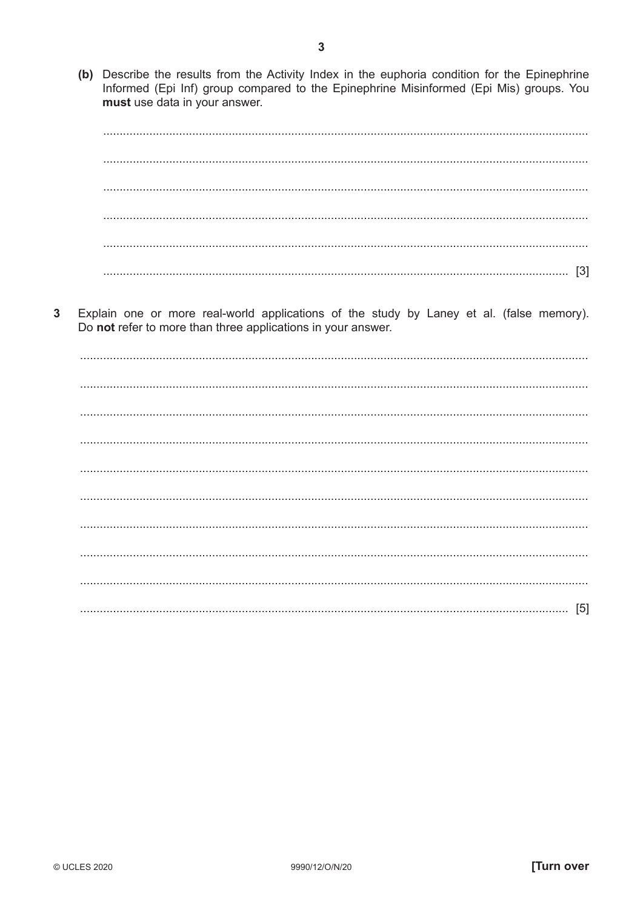(b) Describe the results from the Activity Index in the euphoria condition for the Epinephrine Informed (Epi Inf) group compared to the Epinephrine Misinformed (Epi Mis) groups. You **must** use data in your answer.

..........................................................................................................................................

..........................................................................................................................................

..........................................................................................................................................

..........................................................................................................................................

..........................................................................................................................................

.................................................................................................................................... [3]

**3** Explain one or more real-world applications of the study by Laney et al. (false memory). Do **not** refer to more than three applications in your answer.

..........................................................................................................................................

..........................................................................................................................................

..........................................................................................................................................

..........................................................................................................................................

..........................................................................................................................................

..........................................................................................................................................

..........................................................................................................................................

..........................................................................................................................................

..........................................................................................................................................

.................................................................................................................................... [5]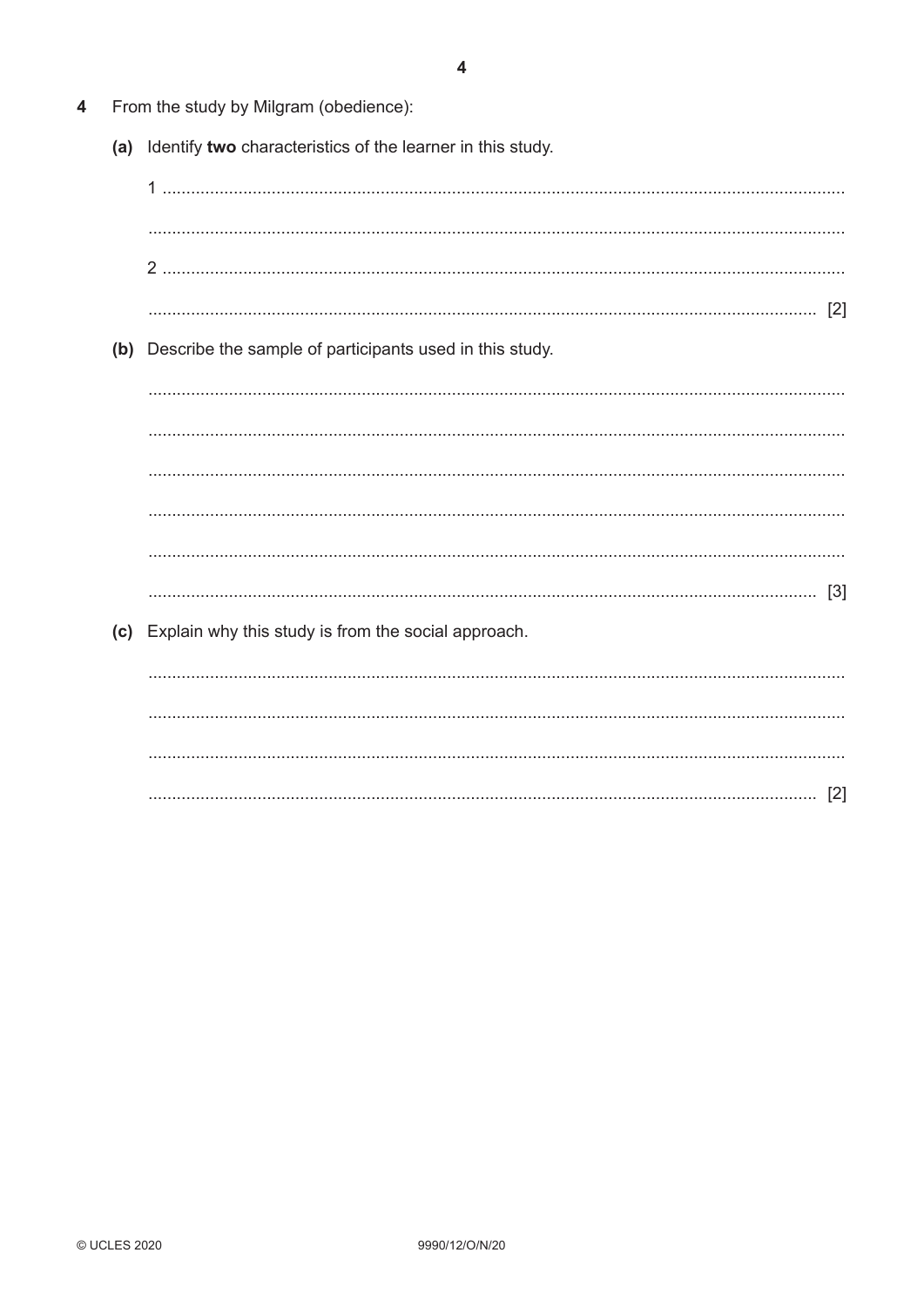**4** From the study by Milgram (obedience):

**(a)** Identify **two** characteristics of the learner in this study.

1 ..............................................................................................................................................

..............................................................................................................................................

2 ..............................................................................................................................................

.............................................................................................................................................. [2]

**(b)** Describe the sample of participants used in this study.

..............................................................................................................................................

..............................................................................................................................................

..............................................................................................................................................

..............................................................................................................................................

..............................................................................................................................................

.............................................................................................................................................. [3]

**(c)** Explain why this study is from the social approach.

..............................................................................................................................................

..............................................................................................................................................

..............................................................................................................................................

.............................................................................................................................................. [2]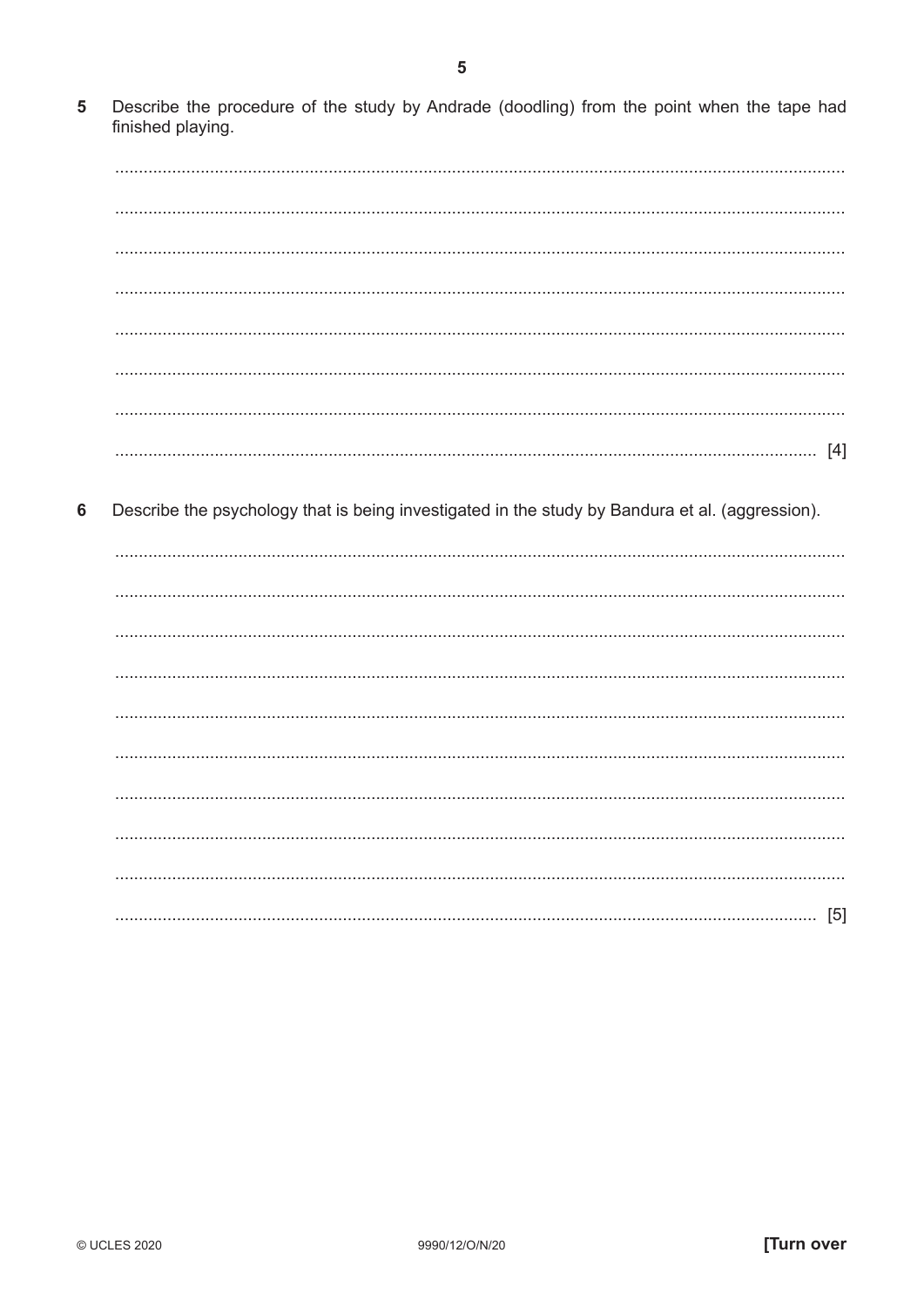5 Describe the procedure of the study by Andrade (doodling) from the point when the tape had finished playing.

........................................................................................................................................................

........................................................................................................................................................

........................................................................................................................................................

........................................................................................................................................................

........................................................................................................................................................

........................................................................................................................................................

........................................................................................................................................................

.................................................................................................................................................. [4]

6 Describe the psychology that is being investigated in the study by Bandura et al. (aggression).

........................................................................................................................................................

........................................................................................................................................................

........................................................................................................................................................

........................................................................................................................................................

........................................................................................................................................................

........................................................................................................................................................

........................................................................................................................................................

........................................................................................................................................................

........................................................................................................................................................

.................................................................................................................................................. [5]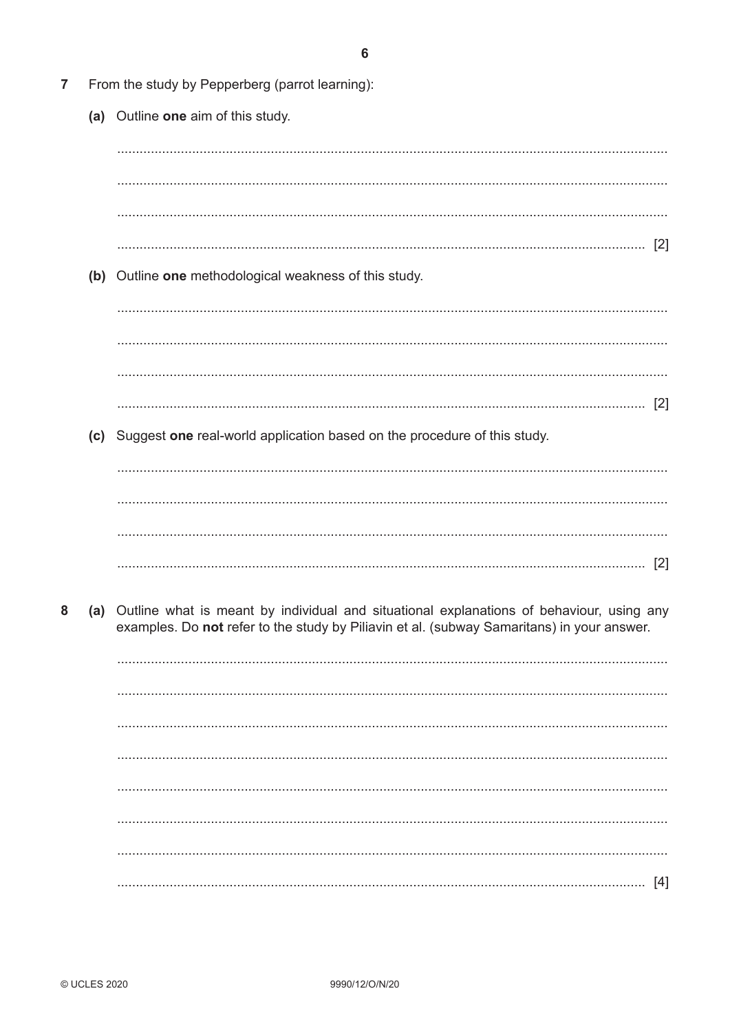7 From the study by Pepperberg (parrot learning):

(a) Outline **one** aim of this study.

.................................................................................................................................................

.................................................................................................................................................

.................................................................................................................................................

........................................................................................................................................... [2]

(b) Outline **one** methodological weakness of this study.

.................................................................................................................................................

.................................................................................................................................................

.................................................................................................................................................

........................................................................................................................................... [2]

(c) Suggest **one** real-world application based on the procedure of this study.

.................................................................................................................................................

.................................................................................................................................................

.................................................................................................................................................

........................................................................................................................................... [2]

8 (a) Outline what is meant by individual and situational explanations of behaviour, using any examples. Do **not** refer to the study by Piliavin et al. (subway Samaritans) in your answer.

.................................................................................................................................................

.................................................................................................................................................

.................................................................................................................................................

.................................................................................................................................................

.................................................................................................................................................

.................................................................................................................................................

.................................................................................................................................................

........................................................................................................................................... [4]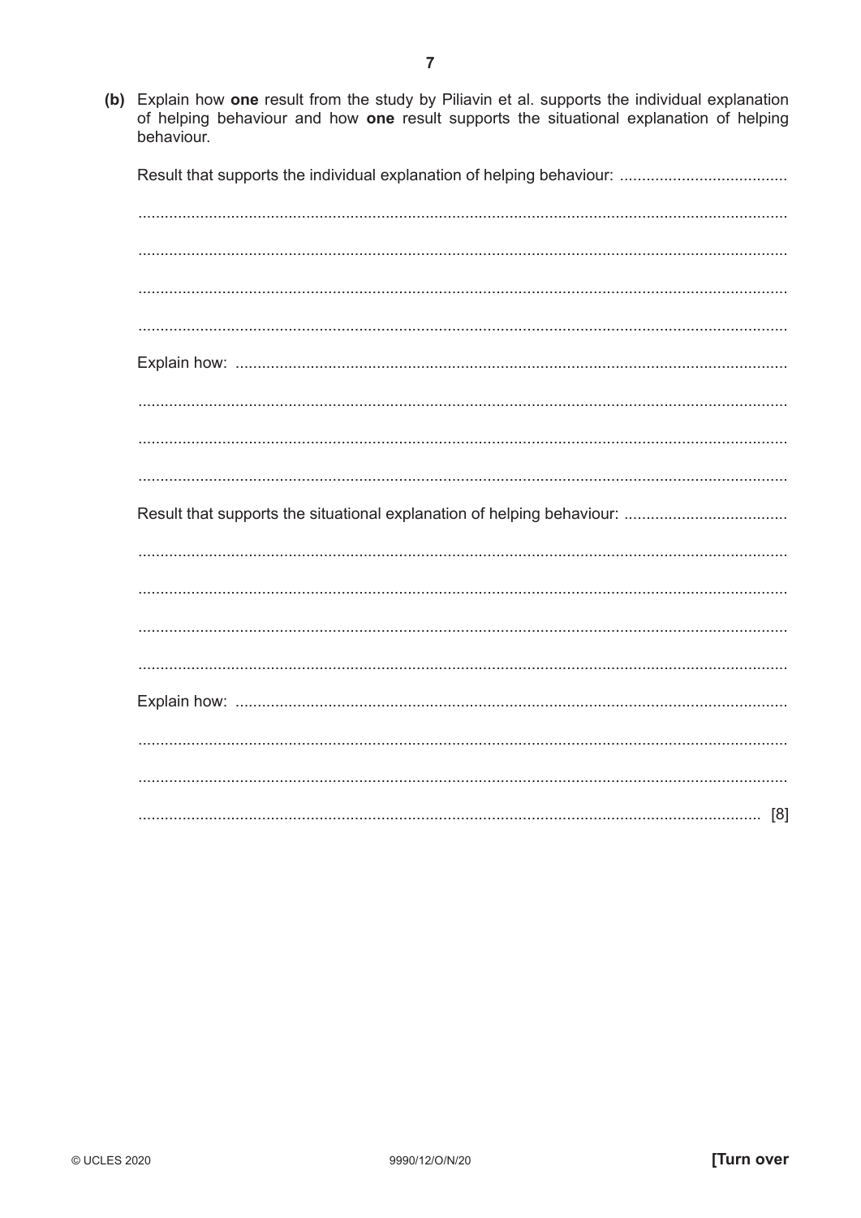(b) Explain how **one** result from the study by Piliavin et al. supports the individual explanation of helping behaviour and how **one** result supports the situational explanation of helping behaviour.

Result that supports the individual explanation of helping behaviour: ......................................

..................................................................................................................................................

..................................................................................................................................................

..................................................................................................................................................

..................................................................................................................................................

Explain how: ............................................................................................................................

..................................................................................................................................................

..................................................................................................................................................

..................................................................................................................................................

Result that supports the situational explanation of helping behaviour: .....................................

..................................................................................................................................................

..................................................................................................................................................

..................................................................................................................................................

..................................................................................................................................................

Explain how: ............................................................................................................................

..................................................................................................................................................

..................................................................................................................................................

............................................................................................................................................. [8]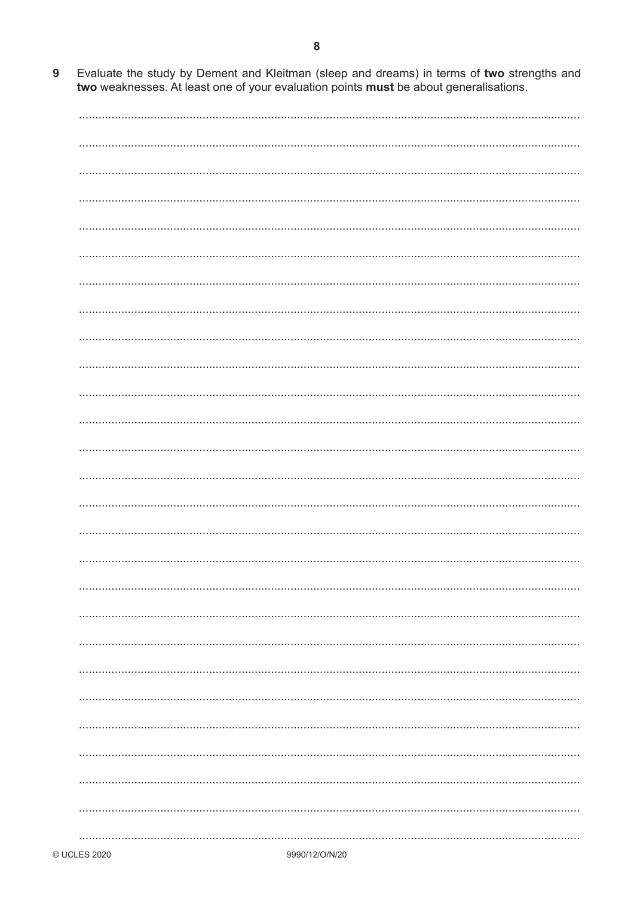9 Evaluate the study by Dement and Kleitman (sleep and dreams) in terms of **two** strengths and **two** weaknesses. At least one of your evaluation points **must** be about generalisations.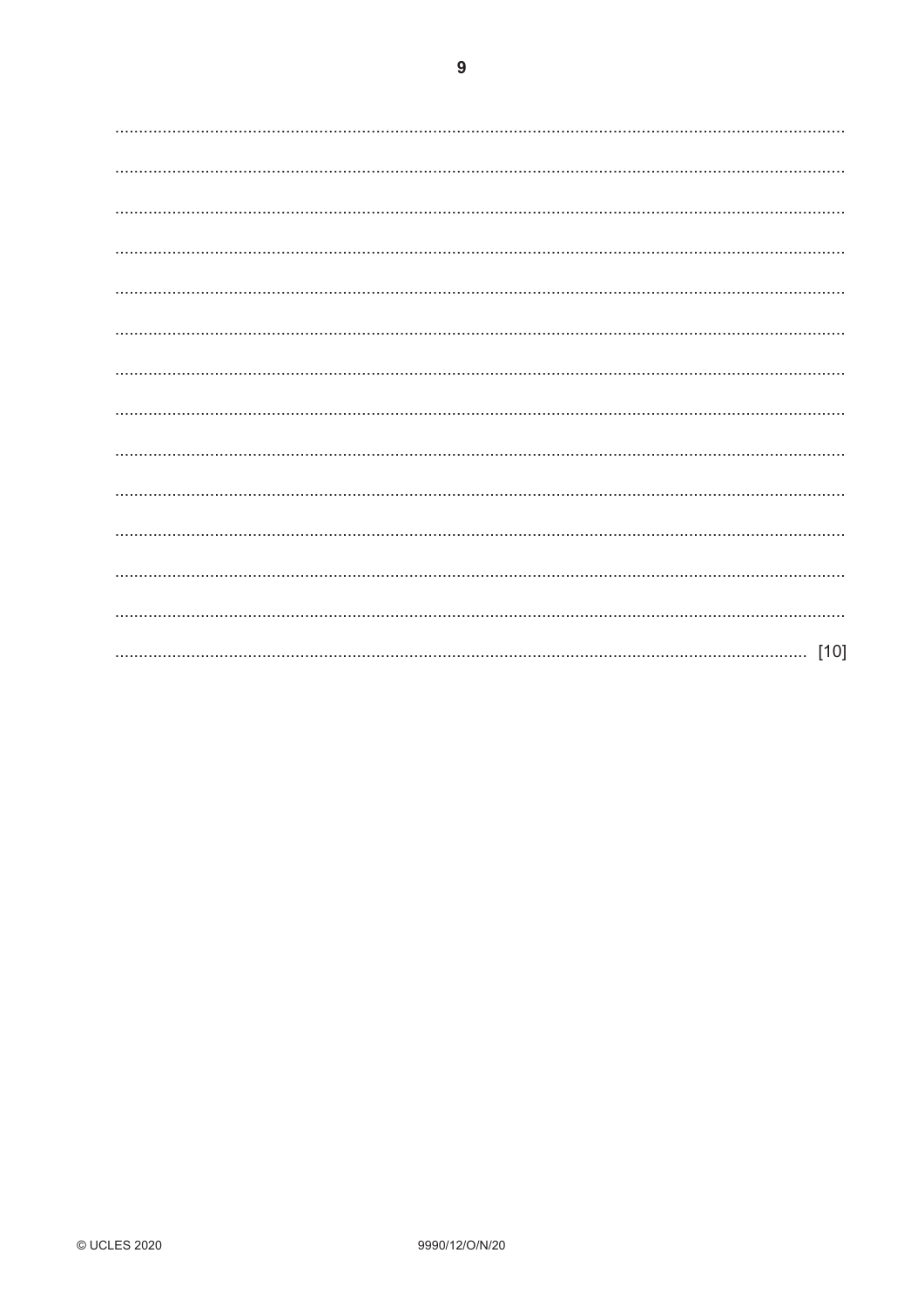..........................................................................................................................................

..........................................................................................................................................

..........................................................................................................................................

..........................................................................................................................................

..........................................................................................................................................

..........................................................................................................................................

..........................................................................................................................................

..........................................................................................................................................

..........................................................................................................................................

..........................................................................................................................................

..........................................................................................................................................

..........................................................................................................................................

..........................................................................................................................................

.................................................................................................................................... [10]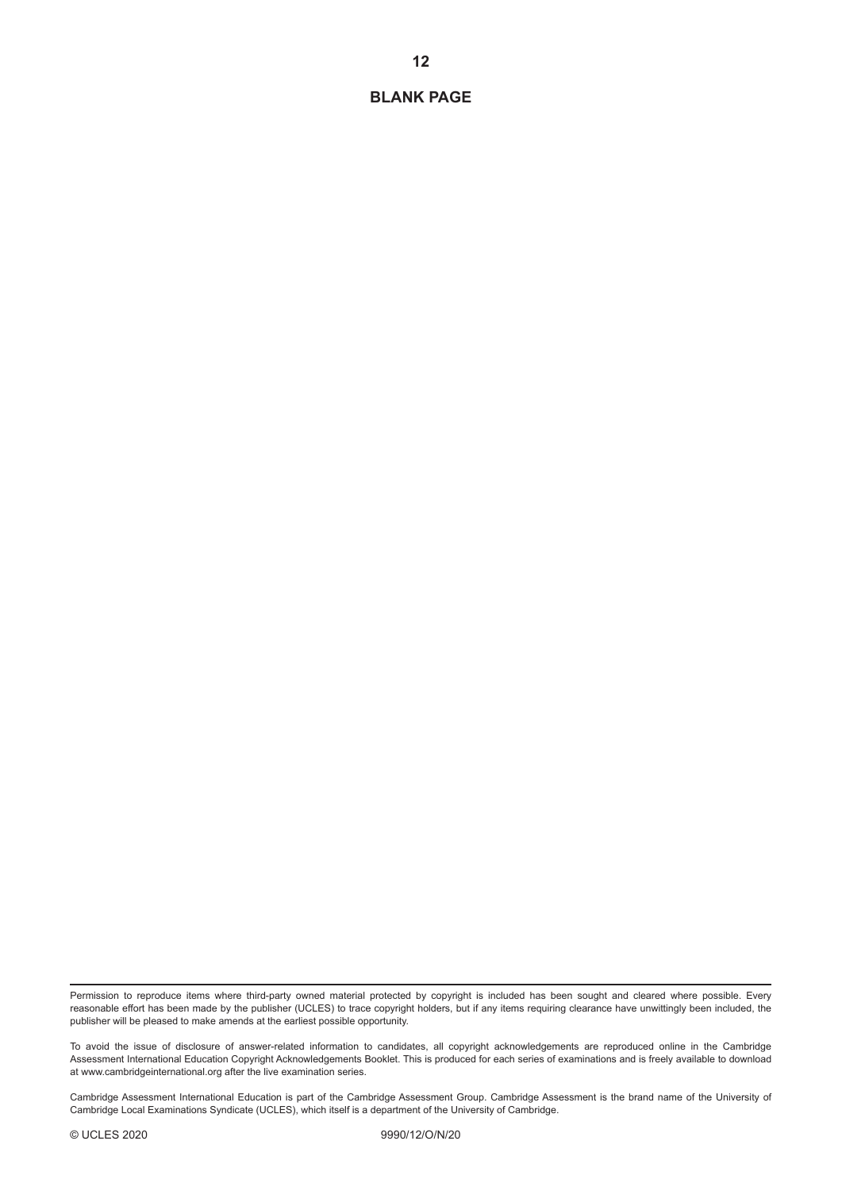**BLANK PAGE**

Permission to reproduce items where third-party owned material protected by copyright is included has been sought and cleared where possible. Every reasonable effort has been made by the publisher (UCLES) to trace copyright holders, but if any items requiring clearance have unwittingly been included, the publisher will be pleased to make amends at the earliest possible opportunity.

To avoid the issue of disclosure of answer-related information to candidates, all copyright acknowledgements are reproduced online in the Cambridge Assessment International Education Copyright Acknowledgements Booklet. This is produced for each series of examinations and is freely available to download at www.cambridgeinternational.org after the live examination series.

Cambridge Assessment International Education is part of the Cambridge Assessment Group. Cambridge Assessment is the brand name of the University of Cambridge Local Examinations Syndicate (UCLES), which itself is a department of the University of Cambridge.